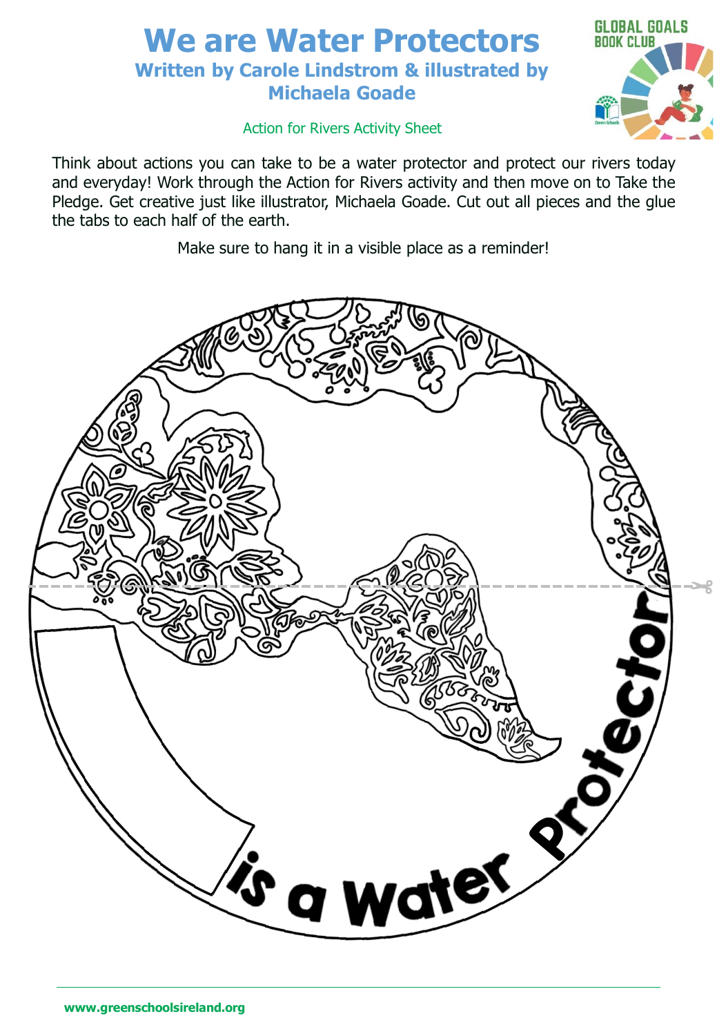# We are Water Protectors

## Written by Carole Lindstrom & illustrated by Michaela Goade

GLOBAL GOALS BOOK CLUB

Action for Rivers Activity Sheet

Think about actions you can take to be a water protector and protect our rivers today and everyday! Work through the Action for Rivers activity and then move on to Take the Pledge. Get creative just like illustrator, Michaela Goade. Cut out all pieces and the glue the tabs to each half of the earth.

Make sure to hang it in a visible place as a reminder!

is a Water Protector

www.greenschoolsireland.org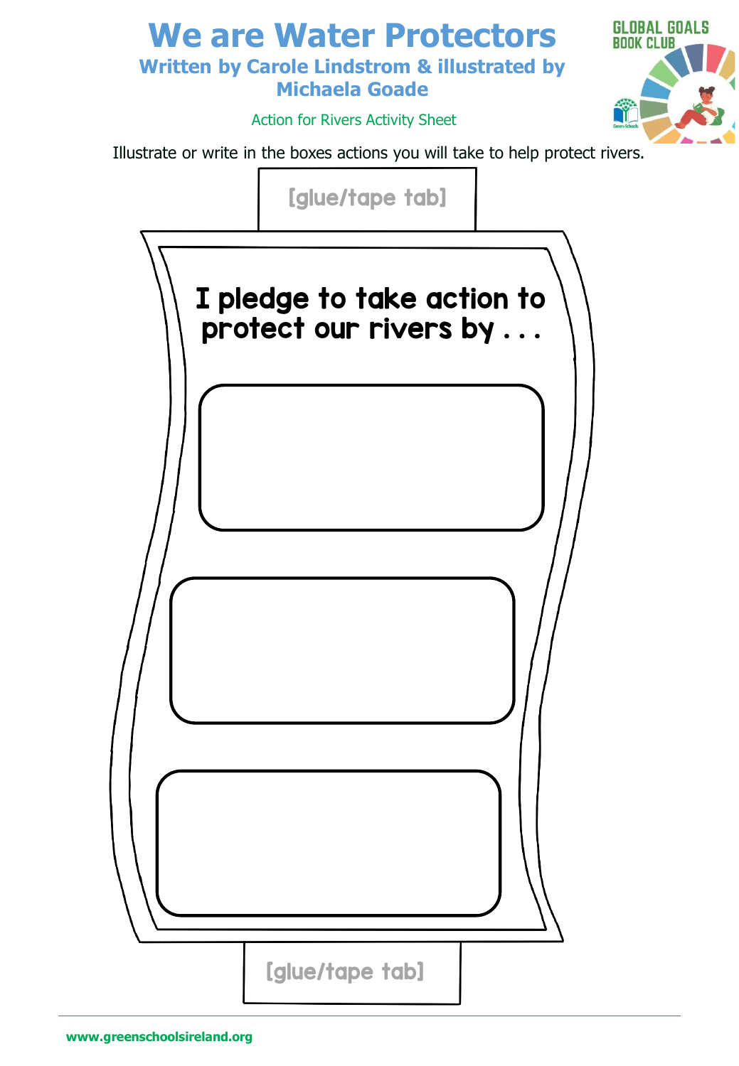# We are Water Protectors

## Written by Carole Lindstrom & illustrated by Michaela Goade

GLOBAL GOALS BOOK CLUB

Action for Rivers Activity Sheet

Illustrate or write in the boxes actions you will take to help protect rivers.

[glue/tape tab]

**I pledge to take action to protect our rivers by . . .**

[glue/tape tab]

www.greenschoolsireland.org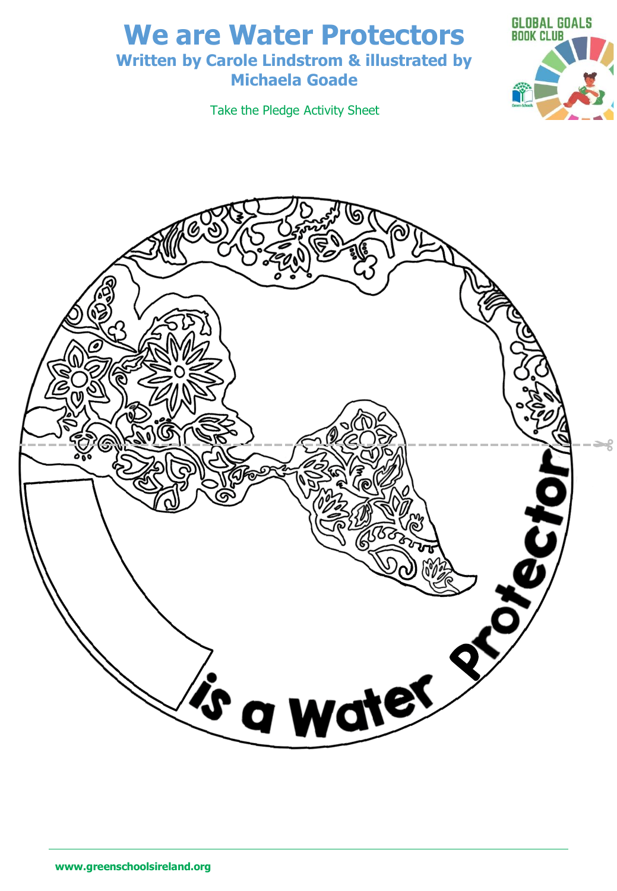# We are Water Protectors

## Written by Carole Lindstrom & illustrated by Michaela Goade

Take the Pledge Activity Sheet

GLOBAL GOALS BOOK CLUB

is a Water Protector

www.greenschoolsireland.org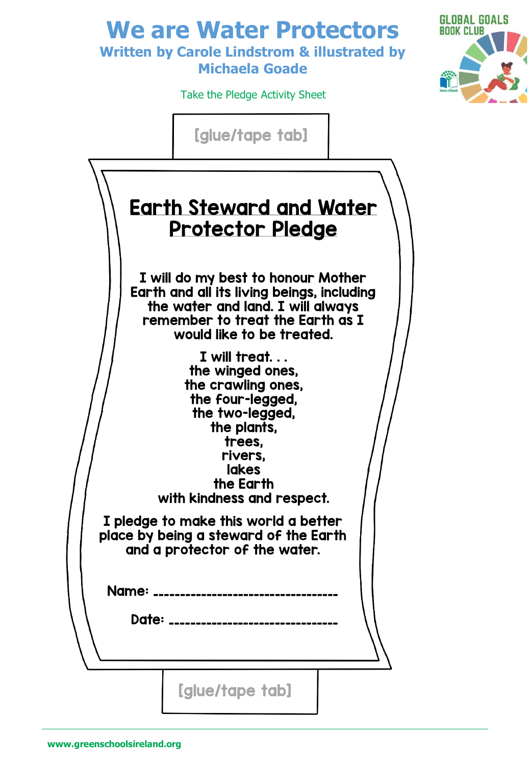# We are Water Protectors

## Written by Carole Lindstrom & illustrated by Michaela Goade

GLOBAL GOALS BOOK CLUB

Take the Pledge Activity Sheet

[glue/tape tab]

## Earth Steward and Water Protector Pledge

I will do my best to honour Mother Earth and all its living beings, including the water and land. I will always remember to treat the Earth as I would like to be treated.

I will treat. . .
the winged ones,
the crawling ones,
the four-legged,
the two-legged,
the plants,
trees,
rivers,
lakes
the Earth
with kindness and respect.

I pledge to make this world a better place by being a steward of the Earth and a protector of the water.

Name: ---------------------------------

Date: ------------------------------

[glue/tape tab]

www.greenschoolsireland.org